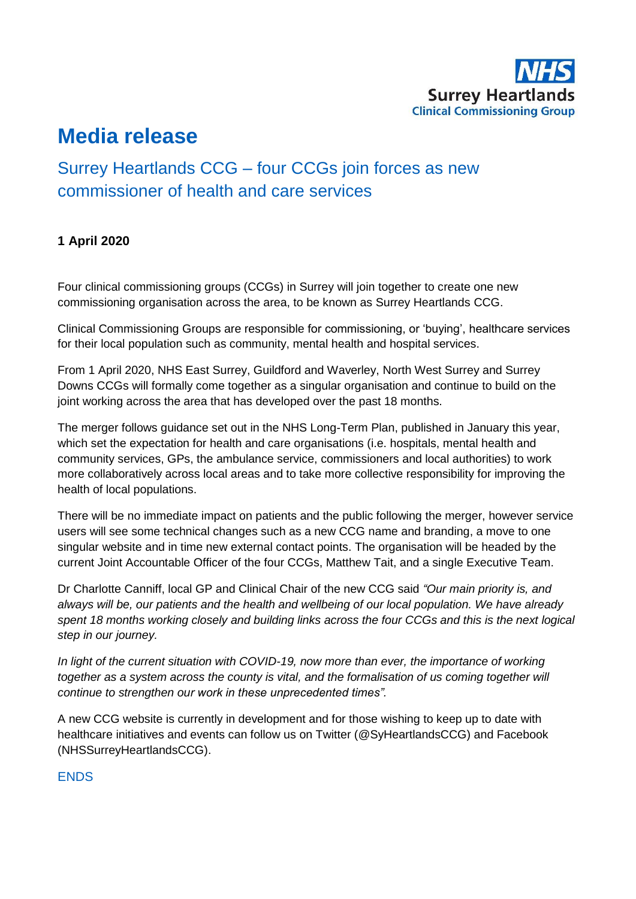NHS
Surrey Heartlands
Clinical Commissioning Group

# Media release

## Surrey Heartlands CCG – four CCGs join forces as new commissioner of health and care services

**1 April 2020**

Four clinical commissioning groups (CCGs) in Surrey will join together to create one new commissioning organisation across the area, to be known as Surrey Heartlands CCG.

Clinical Commissioning Groups are responsible for commissioning, or 'buying', healthcare services for their local population such as community, mental health and hospital services.

From 1 April 2020, NHS East Surrey, Guildford and Waverley, North West Surrey and Surrey Downs CCGs will formally come together as a singular organisation and continue to build on the joint working across the area that has developed over the past 18 months.

The merger follows guidance set out in the NHS Long-Term Plan, published in January this year, which set the expectation for health and care organisations (i.e. hospitals, mental health and community services, GPs, the ambulance service, commissioners and local authorities) to work more collaboratively across local areas and to take more collective responsibility for improving the health of local populations.

There will be no immediate impact on patients and the public following the merger, however service users will see some technical changes such as a new CCG name and branding, a move to one singular website and in time new external contact points. The organisation will be headed by the current Joint Accountable Officer of the four CCGs, Matthew Tait, and a single Executive Team.

Dr Charlotte Canniff, local GP and Clinical Chair of the new CCG said *"Our main priority is, and always will be, our patients and the health and wellbeing of our local population. We have already spent 18 months working closely and building links across the four CCGs and this is the next logical step in our journey.*

*In light of the current situation with COVID-19, now more than ever, the importance of working together as a system across the county is vital, and the formalisation of us coming together will continue to strengthen our work in these unprecedented times".*

A new CCG website is currently in development and for those wishing to keep up to date with healthcare initiatives and events can follow us on Twitter (@SyHeartlandsCCG) and Facebook (NHSSurreyHeartlandsCCG).

ENDS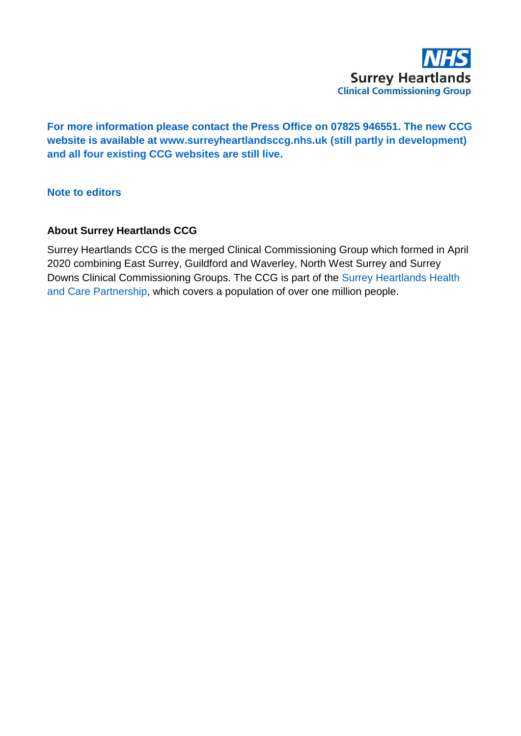**For more information please contact the Press Office on 07825 946551. The new CCG website is available at www.surreyheartlandsccg.nhs.uk (still partly in development) and all four existing CCG websites are still live.**

**Note to editors**

**About Surrey Heartlands CCG**

Surrey Heartlands CCG is the merged Clinical Commissioning Group which formed in April 2020 combining East Surrey, Guildford and Waverley, North West Surrey and Surrey Downs Clinical Commissioning Groups. The CCG is part of the Surrey Heartlands Health and Care Partnership, which covers a population of over one million people.